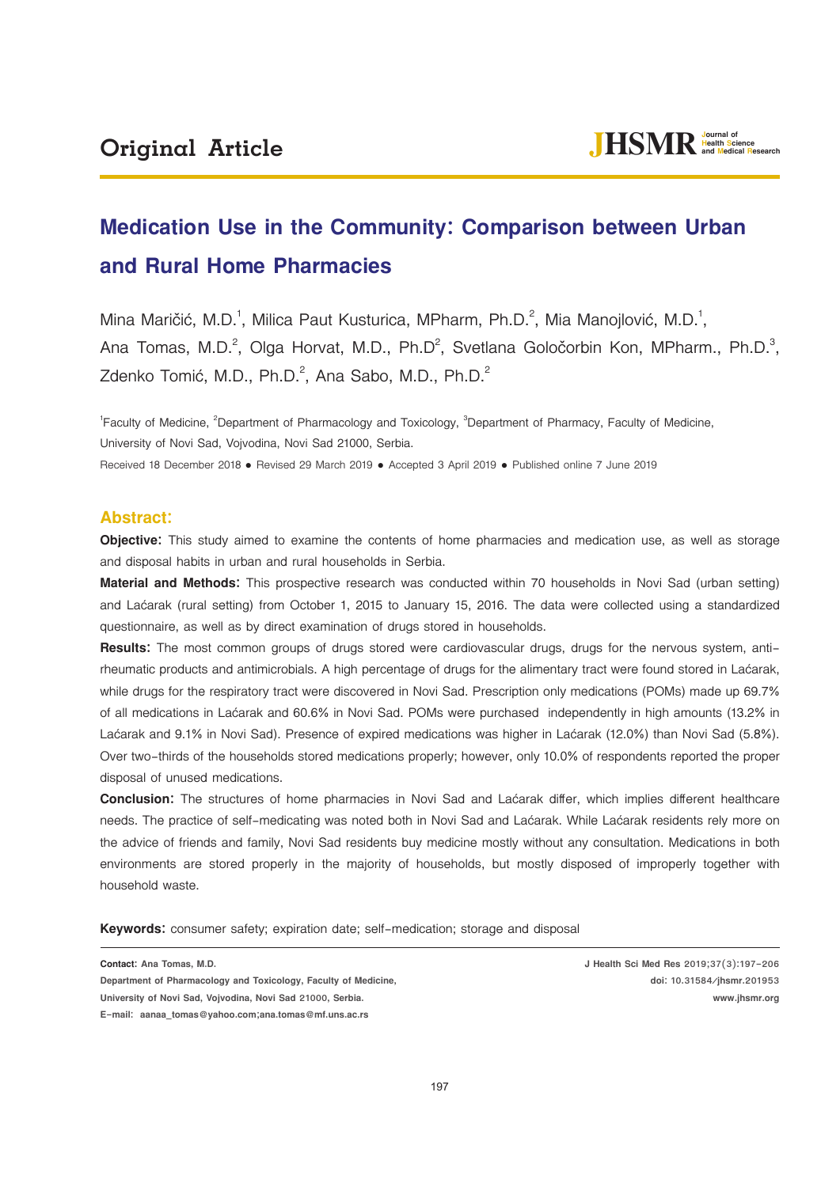Original Article

# Medication Use in the Community: Comparison between Urban and Rural Home Pharmacies

Mina Maričić, M.D.[1], Milica Paut Kusturica, MPharm, Ph.D.[2], Mia Manojlović, M.D.[1], Ana Tomas, M.D.[2], Olga Horvat, M.D., Ph.D[2], Svetlana Goločorbin Kon, MPharm., Ph.D.[3], Zdenko Tomić, M.D., Ph.D.[2], Ana Sabo, M.D., Ph.D.[2]

[1]Faculty of Medicine, [2]Department of Pharmacology and Toxicology, [3]Department of Pharmacy, Faculty of Medicine, University of Novi Sad, Vojvodina, Novi Sad 21000, Serbia.

Received 18 December 2018 ● Revised 29 March 2019 ● Accepted 3 April 2019 ● Published online 7 June 2019

## Abstract:

**Objective:** This study aimed to examine the contents of home pharmacies and medication use, as well as storage and disposal habits in urban and rural households in Serbia.

**Material and Methods:** This prospective research was conducted within 70 households in Novi Sad (urban setting) and Laćarak (rural setting) from October 1, 2015 to January 15, 2016. The data were collected using a standardized questionnaire, as well as by direct examination of drugs stored in households.

**Results:** The most common groups of drugs stored were cardiovascular drugs, drugs for the nervous system, anti-rheumatic products and antimicrobials. A high percentage of drugs for the alimentary tract were found stored in Laćarak, while drugs for the respiratory tract were discovered in Novi Sad. Prescription only medications (POMs) made up 69.7% of all medications in Laćarak and 60.6% in Novi Sad. POMs were purchased independently in high amounts (13.2% in Laćarak and 9.1% in Novi Sad). Presence of expired medications was higher in Laćarak (12.0%) than Novi Sad (5.8%). Over two-thirds of the households stored medications properly; however, only 10.0% of respondents reported the proper disposal of unused medications.

**Conclusion:** The structures of home pharmacies in Novi Sad and Laćarak differ, which implies different healthcare needs. The practice of self-medicating was noted both in Novi Sad and Laćarak. While Laćarak residents rely more on the advice of friends and family, Novi Sad residents buy medicine mostly without any consultation. Medications in both environments are stored properly in the majority of households, but mostly disposed of improperly together with household waste.

**Keywords:** consumer safety; expiration date; self-medication; storage and disposal

**Contact:** Ana Tomas, M.D.
Department of Pharmacology and Toxicology, Faculty of Medicine,
University of Novi Sad, Vojvodina, Novi Sad 21000, Serbia.
E-mail: aanaa_tomas@yahoo.com;ana.tomas@mf.uns.ac.rs

J Health Sci Med Res 2019;37(3):197-206
doi: 10.31584/jhsmr.201953
www.jhsmr.org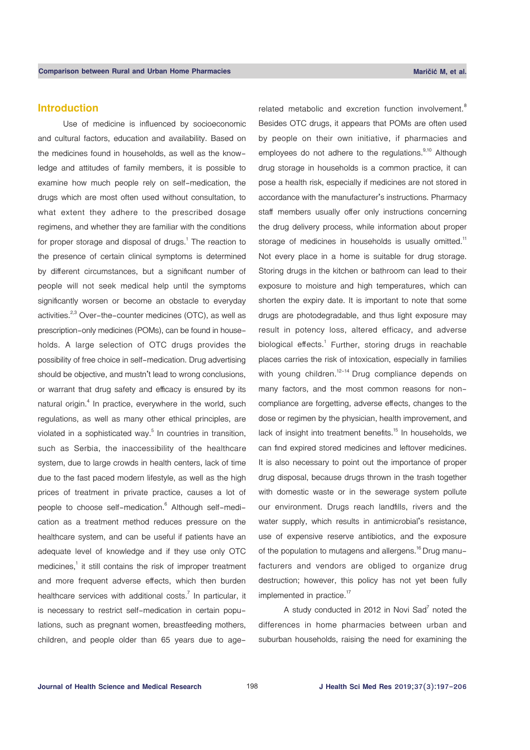## Introduction

Use of medicine is influenced by socioeconomic and cultural factors, education and availability. Based on the medicines found in households, as well as the knowledge and attitudes of family members, it is possible to examine how much people rely on self-medication, the drugs which are most often used without consultation, to what extent they adhere to the prescribed dosage regimens, and whether they are familiar with the conditions for proper storage and disposal of drugs.[1] The reaction to the presence of certain clinical symptoms is determined by different circumstances, but a significant number of people will not seek medical help until the symptoms significantly worsen or become an obstacle to everyday activities.[2,3] Over-the-counter medicines (OTC), as well as prescription-only medicines (POMs), can be found in households. A large selection of OTC drugs provides the possibility of free choice in self-medication. Drug advertising should be objective, and mustn't lead to wrong conclusions, or warrant that drug safety and efficacy is ensured by its natural origin.[4] In practice, everywhere in the world, such regulations, as well as many other ethical principles, are violated in a sophisticated way.[5] In countries in transition, such as Serbia, the inaccessibility of the healthcare system, due to large crowds in health centers, lack of time due to the fast paced modern lifestyle, as well as the high prices of treatment in private practice, causes a lot of people to choose self-medication.[6] Although self-medication as a treatment method reduces pressure on the healthcare system, and can be useful if patients have an adequate level of knowledge and if they use only OTC medicines,[1] it still contains the risk of improper treatment and more frequent adverse effects, which then burden healthcare services with additional costs.[7] In particular, it is necessary to restrict self-medication in certain populations, such as pregnant women, breastfeeding mothers, children, and people older than 65 years due to age-related metabolic and excretion function involvement.[8] Besides OTC drugs, it appears that POMs are often used by people on their own initiative, if pharmacies and employees do not adhere to the regulations.[9,10] Although drug storage in households is a common practice, it can pose a health risk, especially if medicines are not stored in accordance with the manufacturer's instructions. Pharmacy staff members usually offer only instructions concerning the drug delivery process, while information about proper storage of medicines in households is usually omitted.[11] Not every place in a home is suitable for drug storage. Storing drugs in the kitchen or bathroom can lead to their exposure to moisture and high temperatures, which can shorten the expiry date. It is important to note that some drugs are photodegradable, and thus light exposure may result in potency loss, altered efficacy, and adverse biological effects.[1] Further, storing drugs in reachable places carries the risk of intoxication, especially in families with young children.[12–14] Drug compliance depends on many factors, and the most common reasons for non-compliance are forgetting, adverse effects, changes to the dose or regimen by the physician, health improvement, and lack of insight into treatment benefits.[15] In households, we can find expired stored medicines and leftover medicines. It is also necessary to point out the importance of proper drug disposal, because drugs thrown in the trash together with domestic waste or in the sewerage system pollute our environment. Drugs reach landfills, rivers and the water supply, which results in antimicrobial's resistance, use of expensive reserve antibiotics, and the exposure of the population to mutagens and allergens.[16] Drug manufacturers and vendors are obliged to organize drug destruction; however, this policy has not yet been fully implemented in practice.[17]

A study conducted in 2012 in Novi Sad[7] noted the differences in home pharmacies between urban and suburban households, raising the need for examining the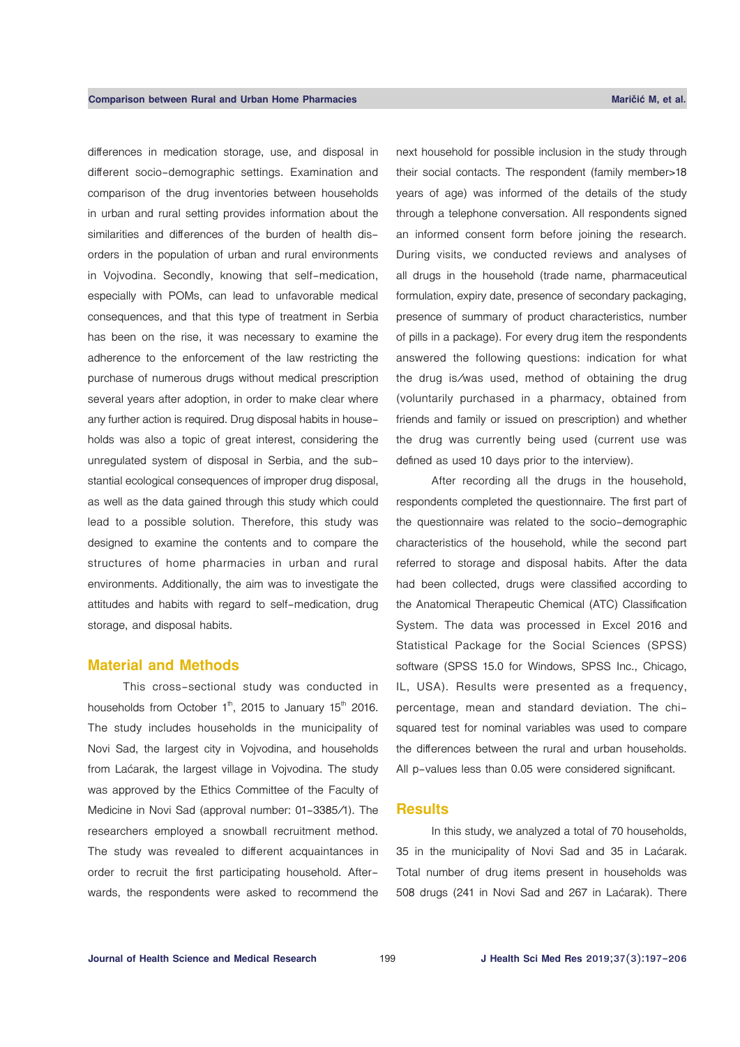differences in medication storage, use, and disposal in different socio-demographic settings. Examination and comparison of the drug inventories between households in urban and rural setting provides information about the similarities and differences of the burden of health disorders in the population of urban and rural environments in Vojvodina. Secondly, knowing that self-medication, especially with POMs, can lead to unfavorable medical consequences, and that this type of treatment in Serbia has been on the rise, it was necessary to examine the adherence to the enforcement of the law restricting the purchase of numerous drugs without medical prescription several years after adoption, in order to make clear where any further action is required. Drug disposal habits in households was also a topic of great interest, considering the unregulated system of disposal in Serbia, and the substantial ecological consequences of improper drug disposal, as well as the data gained through this study which could lead to a possible solution. Therefore, this study was designed to examine the contents and to compare the structures of home pharmacies in urban and rural environments. Additionally, the aim was to investigate the attitudes and habits with regard to self-medication, drug storage, and disposal habits.

## Material and Methods

This cross-sectional study was conducted in households from October 1th, 2015 to January 15th 2016. The study includes households in the municipality of Novi Sad, the largest city in Vojvodina, and households from Laćarak, the largest village in Vojvodina. The study was approved by the Ethics Committee of the Faculty of Medicine in Novi Sad (approval number: 01-3385/1). The researchers employed a snowball recruitment method. The study was revealed to different acquaintances in order to recruit the first participating household. Afterwards, the respondents were asked to recommend the next household for possible inclusion in the study through their social contacts. The respondent (family member>18 years of age) was informed of the details of the study through a telephone conversation. All respondents signed an informed consent form before joining the research. During visits, we conducted reviews and analyses of all drugs in the household (trade name, pharmaceutical formulation, expiry date, presence of secondary packaging, presence of summary of product characteristics, number of pills in a package). For every drug item the respondents answered the following questions: indication for what the drug is/was used, method of obtaining the drug (voluntarily purchased in a pharmacy, obtained from friends and family or issued on prescription) and whether the drug was currently being used (current use was defined as used 10 days prior to the interview).

After recording all the drugs in the household, respondents completed the questionnaire. The first part of the questionnaire was related to the socio-demographic characteristics of the household, while the second part referred to storage and disposal habits. After the data had been collected, drugs were classified according to the Anatomical Therapeutic Chemical (ATC) Classification System. The data was processed in Excel 2016 and Statistical Package for the Social Sciences (SPSS) software (SPSS 15.0 for Windows, SPSS Inc., Chicago, IL, USA). Results were presented as a frequency, percentage, mean and standard deviation. The chi-squared test for nominal variables was used to compare the differences between the rural and urban households. All p-values less than 0.05 were considered significant.

## Results

In this study, we analyzed a total of 70 households, 35 in the municipality of Novi Sad and 35 in Laćarak. Total number of drug items present in households was 508 drugs (241 in Novi Sad and 267 in Laćarak). There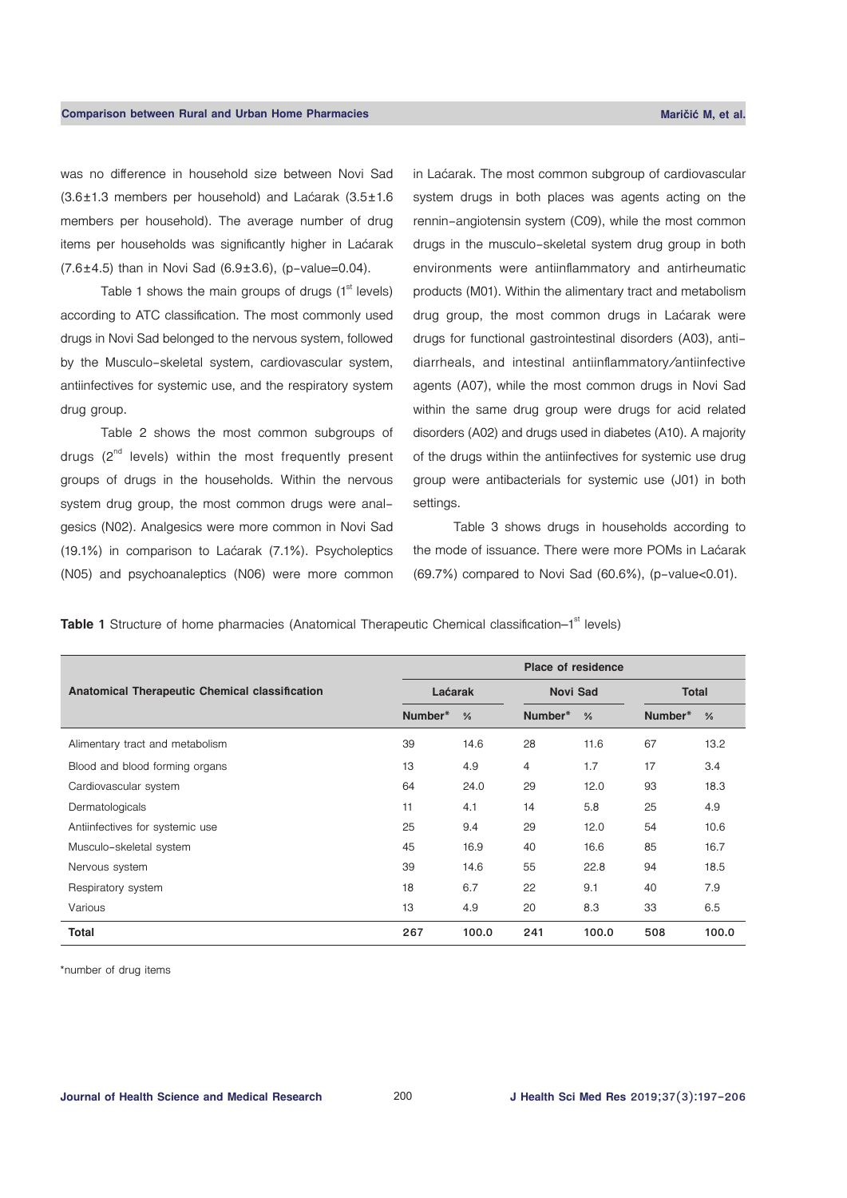was no difference in household size between Novi Sad (3.6±1.3 members per household) and Laćarak (3.5±1.6 members per household). The average number of drug items per households was significantly higher in Laćarak (7.6±4.5) than in Novi Sad (6.9±3.6), (p-value=0.04).

Table 1 shows the main groups of drugs (1st levels) according to ATC classification. The most commonly used drugs in Novi Sad belonged to the nervous system, followed by the Musculo-skeletal system, cardiovascular system, antiinfectives for systemic use, and the respiratory system drug group.

Table 2 shows the most common subgroups of drugs (2nd levels) within the most frequently present groups of drugs in the households. Within the nervous system drug group, the most common drugs were analgesics (N02). Analgesics were more common in Novi Sad (19.1%) in comparison to Laćarak (7.1%). Psycholeptics (N05) and psychoanaleptics (N06) were more common in Laćarak. The most common subgroup of cardiovascular system drugs in both places was agents acting on the rennin-angiotensin system (C09), while the most common drugs in the musculo-skeletal system drug group in both environments were antiinflammatory and antirheumatic products (M01). Within the alimentary tract and metabolism drug group, the most common drugs in Laćarak were drugs for functional gastrointestinal disorders (A03), anti-diarrheals, and intestinal antiinflammatory/antiinfective agents (A07), while the most common drugs in Novi Sad within the same drug group were drugs for acid related disorders (A02) and drugs used in diabetes (A10). A majority of the drugs within the antiinfectives for systemic use drug group were antibacterials for systemic use (J01) in both settings.

Table 3 shows drugs in households according to the mode of issuance. There were more POMs in Laćarak (69.7%) compared to Novi Sad (60.6%), (p-value<0.01).

**Table 1** Structure of home pharmacies (Anatomical Therapeutic Chemical classification–1st levels)

| Anatomical Therapeutic Chemical classification | Place of residence | | | | | |
|---|---|---|---|---|---|---|
| | Laćarak | | Novi Sad | | Total | |
| | Number* | % | Number* | % | Number* | % |
| Alimentary tract and metabolism | 39 | 14.6 | 28 | 11.6 | 67 | 13.2 |
| Blood and blood forming organs | 13 | 4.9 | 4 | 1.7 | 17 | 3.4 |
| Cardiovascular system | 64 | 24.0 | 29 | 12.0 | 93 | 18.3 |
| Dermatologicals | 11 | 4.1 | 14 | 5.8 | 25 | 4.9 |
| Antiinfectives for systemic use | 25 | 9.4 | 29 | 12.0 | 54 | 10.6 |
| Musculo-skeletal system | 45 | 16.9 | 40 | 16.6 | 85 | 16.7 |
| Nervous system | 39 | 14.6 | 55 | 22.8 | 94 | 18.5 |
| Respiratory system | 18 | 6.7 | 22 | 9.1 | 40 | 7.9 |
| Various | 13 | 4.9 | 20 | 8.3 | 33 | 6.5 |
| **Total** | **267** | **100.0** | **241** | **100.0** | **508** | **100.0** |

*number of drug items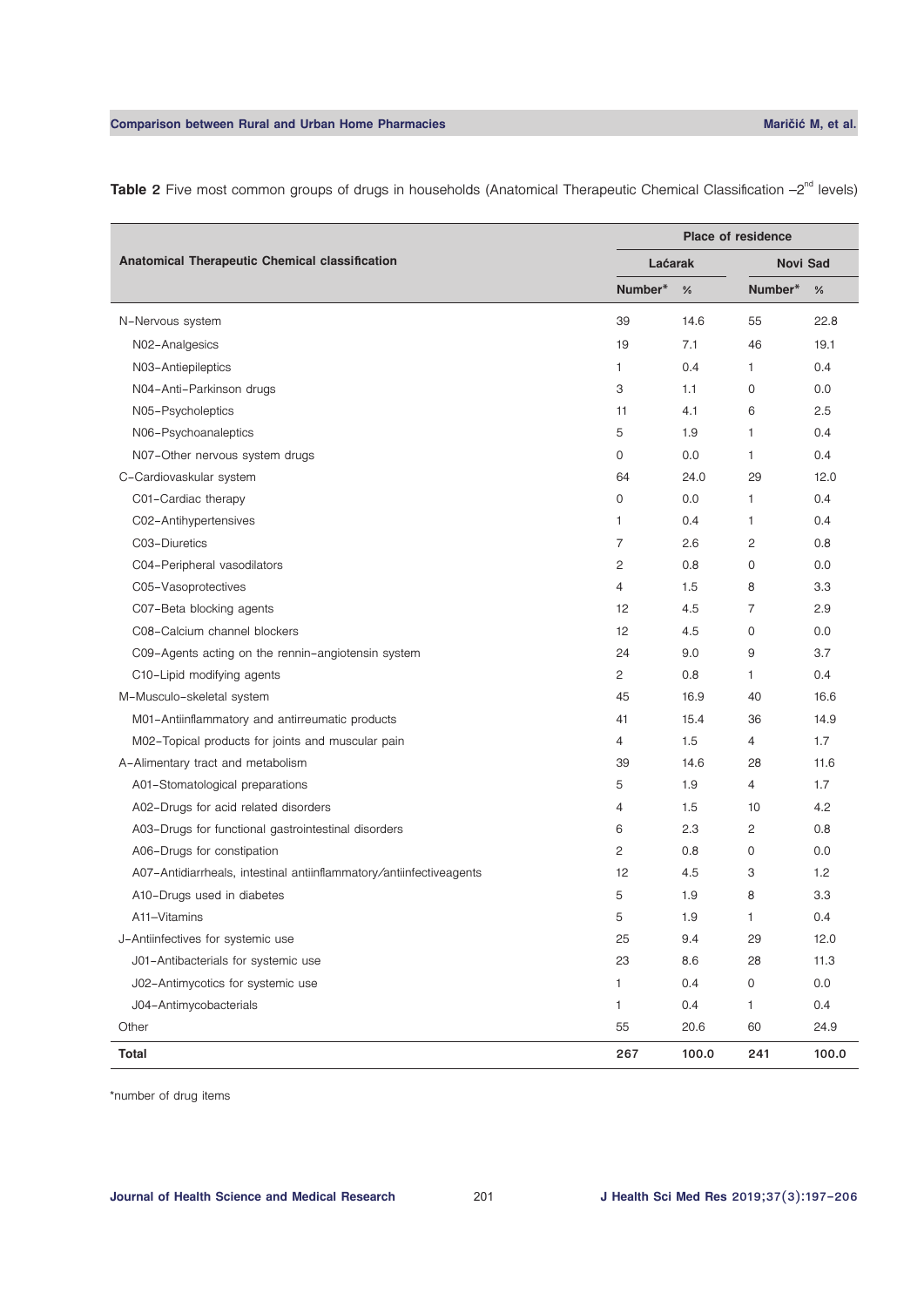**Table 2** Five most common groups of drugs in households (Anatomical Therapeutic Chemical Classification –2[nd] levels)

| Anatomical Therapeutic Chemical classification | Place of residence | | | |
|---|---|---|---|---|
| | Laćarak | | Novi Sad | |
| | Number* | % | Number* | % |
| N–Nervous system | 39 | 14.6 | 55 | 22.8 |
| N02–Analgesics | 19 | 7.1 | 46 | 19.1 |
| N03–Antiepileptics | 1 | 0.4 | 1 | 0.4 |
| N04–Anti–Parkinson drugs | 3 | 1.1 | 0 | 0.0 |
| N05–Psycholeptics | 11 | 4.1 | 6 | 2.5 |
| N06–Psychoanaleptics | 5 | 1.9 | 1 | 0.4 |
| N07–Other nervous system drugs | 0 | 0.0 | 1 | 0.4 |
| C–Cardiovaskular system | 64 | 24.0 | 29 | 12.0 |
| C01–Cardiac therapy | 0 | 0.0 | 1 | 0.4 |
| C02–Antihypertensives | 1 | 0.4 | 1 | 0.4 |
| C03–Diuretics | 7 | 2.6 | 2 | 0.8 |
| C04–Peripheral vasodilators | 2 | 0.8 | 0 | 0.0 |
| C05–Vasoprotectives | 4 | 1.5 | 8 | 3.3 |
| C07–Beta blocking agents | 12 | 4.5 | 7 | 2.9 |
| C08–Calcium channel blockers | 12 | 4.5 | 0 | 0.0 |
| C09–Agents acting on the rennin–angiotensin system | 24 | 9.0 | 9 | 3.7 |
| C10–Lipid modifying agents | 2 | 0.8 | 1 | 0.4 |
| M–Musculo–skeletal system | 45 | 16.9 | 40 | 16.6 |
| M01–Antiinflammatory and antirreumatic products | 41 | 15.4 | 36 | 14.9 |
| M02–Topical products for joints and muscular pain | 4 | 1.5 | 4 | 1.7 |
| A–Alimentary tract and metabolism | 39 | 14.6 | 28 | 11.6 |
| A01–Stomatological preparations | 5 | 1.9 | 4 | 1.7 |
| A02–Drugs for acid related disorders | 4 | 1.5 | 10 | 4.2 |
| A03–Drugs for functional gastrointestinal disorders | 6 | 2.3 | 2 | 0.8 |
| A06–Drugs for constipation | 2 | 0.8 | 0 | 0.0 |
| A07–Antidiarrheals, intestinal antiinflammatory/antiinfectiveagents | 12 | 4.5 | 3 | 1.2 |
| A10–Drugs used in diabetes | 5 | 1.9 | 8 | 3.3 |
| A11–Vitamins | 5 | 1.9 | 1 | 0.4 |
| J–Antiinfectives for systemic use | 25 | 9.4 | 29 | 12.0 |
| J01–Antibacterials for systemic use | 23 | 8.6 | 28 | 11.3 |
| J02–Antimycotics for systemic use | 1 | 0.4 | 0 | 0.0 |
| J04–Antimycobacterials | 1 | 0.4 | 1 | 0.4 |
| Other | 55 | 20.6 | 60 | 24.9 |
| **Total** | **267** | **100.0** | **241** | **100.0** |

*number of drug items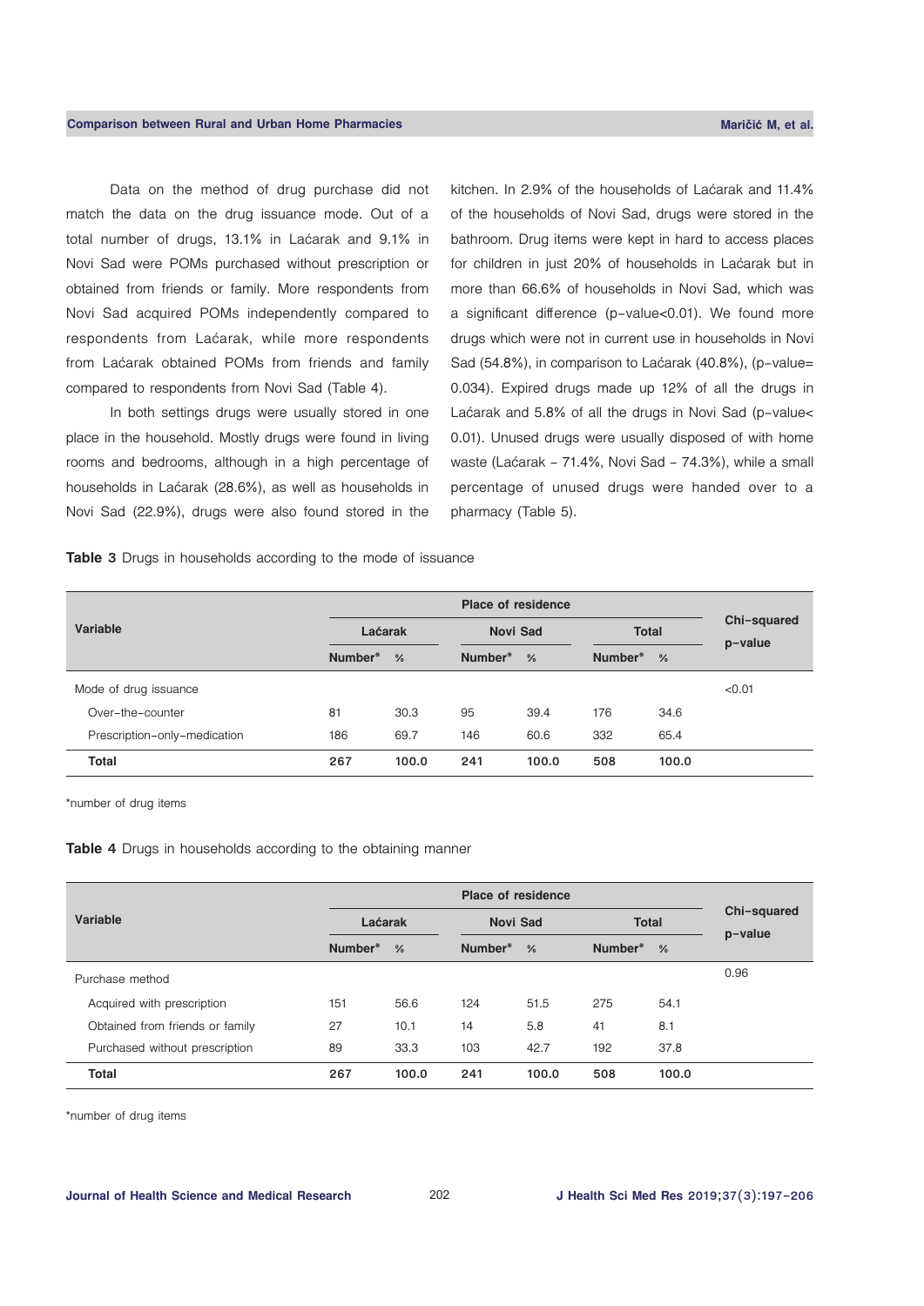Data on the method of drug purchase did not match the data on the drug issuance mode. Out of a total number of drugs, 13.1% in Laćarak and 9.1% in Novi Sad were POMs purchased without prescription or obtained from friends or family. More respondents from Novi Sad acquired POMs independently compared to respondents from Laćarak, while more respondents from Laćarak obtained POMs from friends and family compared to respondents from Novi Sad (Table 4).

In both settings drugs were usually stored in one place in the household. Mostly drugs were found in living rooms and bedrooms, although in a high percentage of households in Laćarak (28.6%), as well as households in Novi Sad (22.9%), drugs were also found stored in the kitchen. In 2.9% of the households of Laćarak and 11.4% of the households of Novi Sad, drugs were stored in the bathroom. Drug items were kept in hard to access places for children in just 20% of households in Laćarak but in more than 66.6% of households in Novi Sad, which was a significant difference (p-value<0.01). We found more drugs which were not in current use in households in Novi Sad (54.8%), in comparison to Laćarak (40.8%), (p-value= 0.034). Expired drugs made up 12% of all the drugs in Laćarak and 5.8% of all the drugs in Novi Sad (p-value< 0.01). Unused drugs were usually disposed of with home waste (Laćarak - 71.4%, Novi Sad - 74.3%), while a small percentage of unused drugs were handed over to a pharmacy (Table 5).

**Table 3** Drugs in households according to the mode of issuance

| Variable | Place of residence | | | | | | Chi-squared p-value |
|---|---|---|---|---|---|---|---|
| | Laćarak | | Novi Sad | | Total | | |
| | Number* | % | Number* | % | Number* | % | |
| Mode of drug issuance | | | | | | | <0.01 |
| Over-the-counter | 81 | 30.3 | 95 | 39.4 | 176 | 34.6 | |
| Prescription-only-medication | 186 | 69.7 | 146 | 60.6 | 332 | 65.4 | |
| **Total** | **267** | **100.0** | **241** | **100.0** | **508** | **100.0** | |

*number of drug items

**Table 4** Drugs in households according to the obtaining manner

| Variable | Place of residence | | | | | | Chi-squared p-value |
|---|---|---|---|---|---|---|---|
| | Laćarak | | Novi Sad | | Total | | |
| | Number* | % | Number* | % | Number* | % | |
| Purchase method | | | | | | | 0.96 |
| Acquired with prescription | 151 | 56.6 | 124 | 51.5 | 275 | 54.1 | |
| Obtained from friends or family | 27 | 10.1 | 14 | 5.8 | 41 | 8.1 | |
| Purchased without prescription | 89 | 33.3 | 103 | 42.7 | 192 | 37.8 | |
| **Total** | **267** | **100.0** | **241** | **100.0** | **508** | **100.0** | |

*number of drug items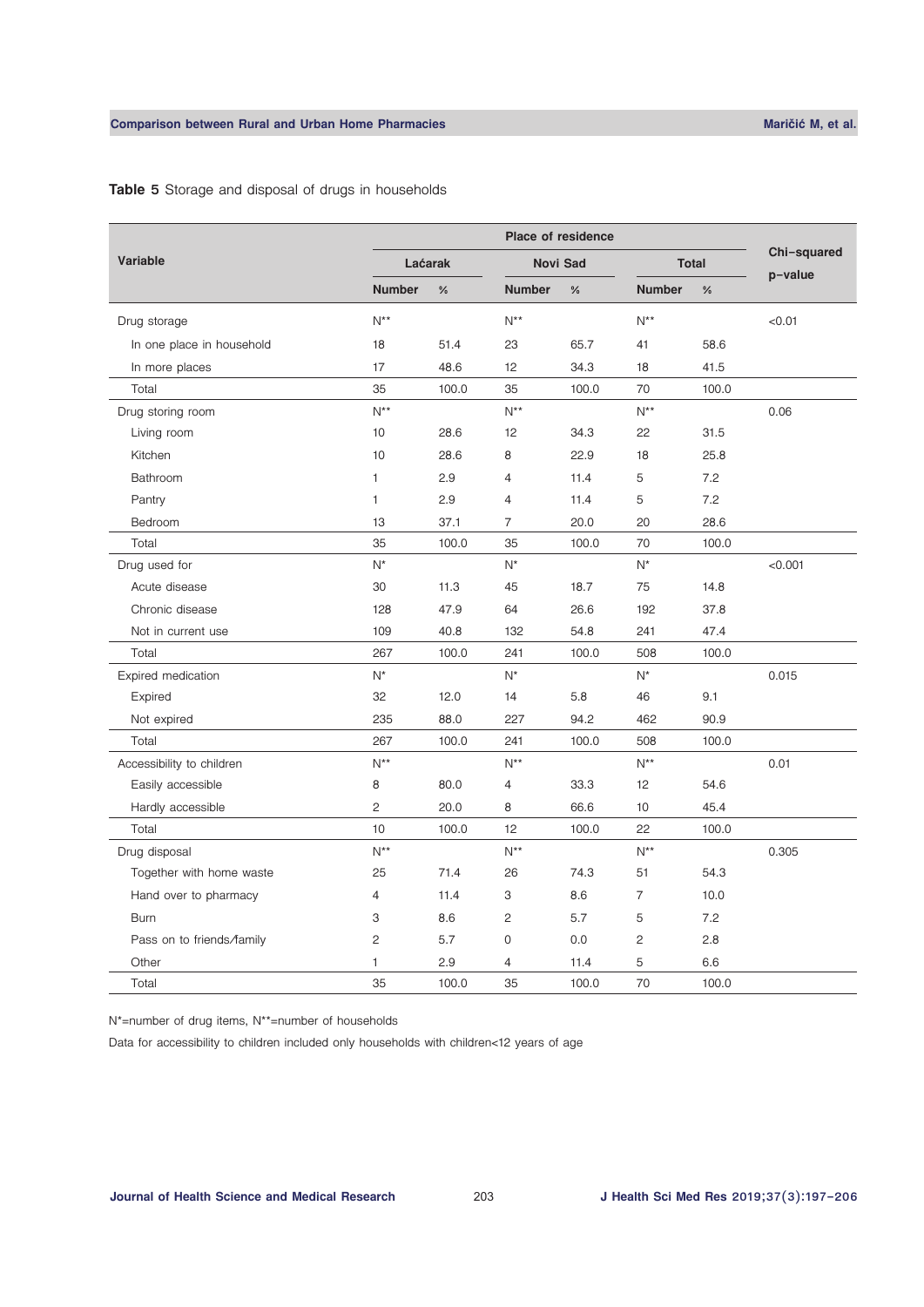**Table 5** Storage and disposal of drugs in households

| Variable | Place of residence | | | | | | Chi-squared p-value |
|---|---|---|---|---|---|---|---|
| | Laćarak | | Novi Sad | | Total | | |
| | Number | % | Number | % | Number | % | |
| Drug storage | N** | | N** | | N** | | <0.01 |
| In one place in household | 18 | 51.4 | 23 | 65.7 | 41 | 58.6 | |
| In more places | 17 | 48.6 | 12 | 34.3 | 18 | 41.5 | |
| Total | 35 | 100.0 | 35 | 100.0 | 70 | 100.0 | |
| Drug storing room | N** | | N** | | N** | | 0.06 |
| Living room | 10 | 28.6 | 12 | 34.3 | 22 | 31.5 | |
| Kitchen | 10 | 28.6 | 8 | 22.9 | 18 | 25.8 | |
| Bathroom | 1 | 2.9 | 4 | 11.4 | 5 | 7.2 | |
| Pantry | 1 | 2.9 | 4 | 11.4 | 5 | 7.2 | |
| Bedroom | 13 | 37.1 | 7 | 20.0 | 20 | 28.6 | |
| Total | 35 | 100.0 | 35 | 100.0 | 70 | 100.0 | |
| Drug used for | N* | | N* | | N* | | <0.001 |
| Acute disease | 30 | 11.3 | 45 | 18.7 | 75 | 14.8 | |
| Chronic disease | 128 | 47.9 | 64 | 26.6 | 192 | 37.8 | |
| Not in current use | 109 | 40.8 | 132 | 54.8 | 241 | 47.4 | |
| Total | 267 | 100.0 | 241 | 100.0 | 508 | 100.0 | |
| Expired medication | N* | | N* | | N* | | 0.015 |
| Expired | 32 | 12.0 | 14 | 5.8 | 46 | 9.1 | |
| Not expired | 235 | 88.0 | 227 | 94.2 | 462 | 90.9 | |
| Total | 267 | 100.0 | 241 | 100.0 | 508 | 100.0 | |
| Accessibility to children | N** | | N** | | N** | | 0.01 |
| Easily accessible | 8 | 80.0 | 4 | 33.3 | 12 | 54.6 | |
| Hardly accessible | 2 | 20.0 | 8 | 66.6 | 10 | 45.4 | |
| Total | 10 | 100.0 | 12 | 100.0 | 22 | 100.0 | |
| Drug disposal | N** | | N** | | N** | | 0.305 |
| Together with home waste | 25 | 71.4 | 26 | 74.3 | 51 | 54.3 | |
| Hand over to pharmacy | 4 | 11.4 | 3 | 8.6 | 7 | 10.0 | |
| Burn | 3 | 8.6 | 2 | 5.7 | 5 | 7.2 | |
| Pass on to friends/family | 2 | 5.7 | 0 | 0.0 | 2 | 2.8 | |
| Other | 1 | 2.9 | 4 | 11.4 | 5 | 6.6 | |
| Total | 35 | 100.0 | 35 | 100.0 | 70 | 100.0 | |

N*=number of drug items, N**=number of households

Data for accessibility to children included only households with children<12 years of age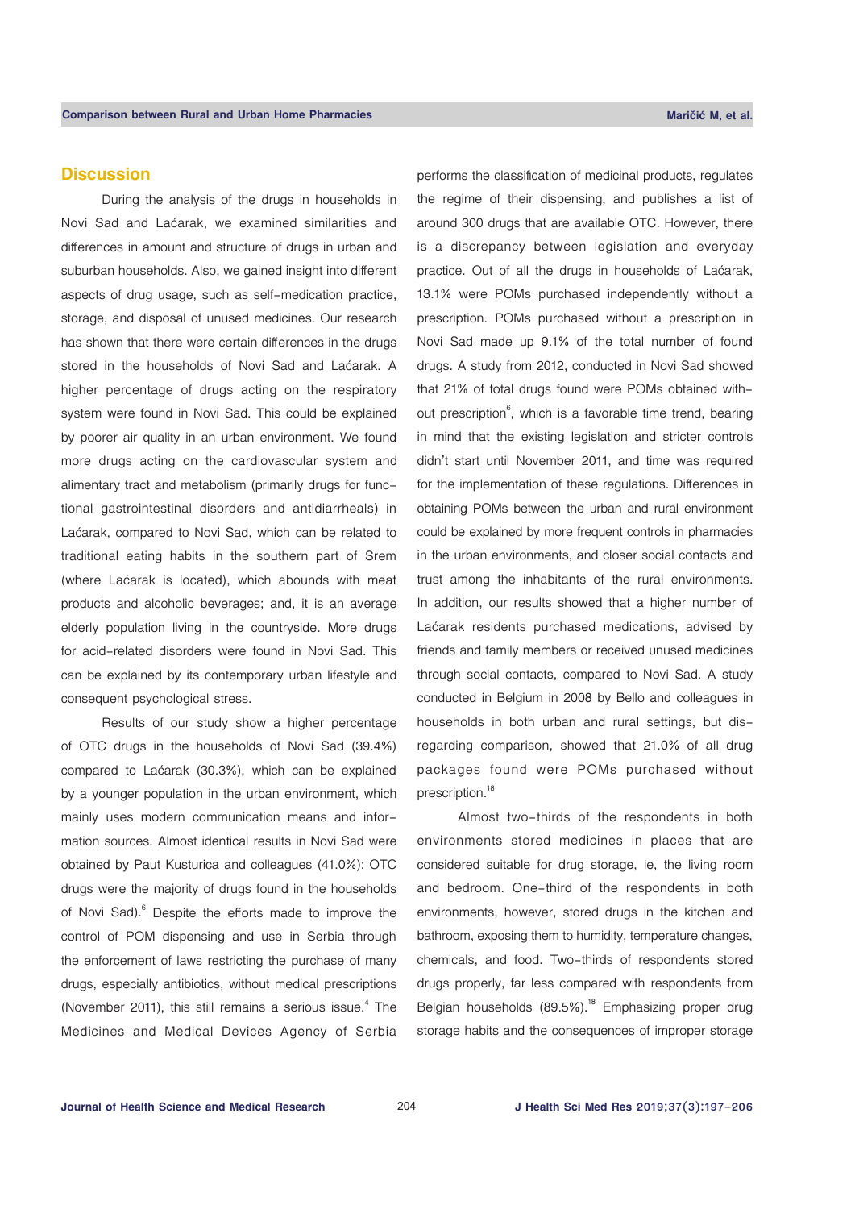## Discussion

During the analysis of the drugs in households in Novi Sad and Laćarak, we examined similarities and differences in amount and structure of drugs in urban and suburban households. Also, we gained insight into different aspects of drug usage, such as self-medication practice, storage, and disposal of unused medicines. Our research has shown that there were certain differences in the drugs stored in the households of Novi Sad and Laćarak. A higher percentage of drugs acting on the respiratory system were found in Novi Sad. This could be explained by poorer air quality in an urban environment. We found more drugs acting on the cardiovascular system and alimentary tract and metabolism (primarily drugs for functional gastrointestinal disorders and antidiarrheals) in Laćarak, compared to Novi Sad, which can be related to traditional eating habits in the southern part of Srem (where Laćarak is located), which abounds with meat products and alcoholic beverages; and, it is an average elderly population living in the countryside. More drugs for acid-related disorders were found in Novi Sad. This can be explained by its contemporary urban lifestyle and consequent psychological stress.

Results of our study show a higher percentage of OTC drugs in the households of Novi Sad (39.4%) compared to Laćarak (30.3%), which can be explained by a younger population in the urban environment, which mainly uses modern communication means and information sources. Almost identical results in Novi Sad were obtained by Paut Kusturica and colleagues (41.0%): OTC drugs were the majority of drugs found in the households of Novi Sad).[6] Despite the efforts made to improve the control of POM dispensing and use in Serbia through the enforcement of laws restricting the purchase of many drugs, especially antibiotics, without medical prescriptions (November 2011), this still remains a serious issue.[4] The Medicines and Medical Devices Agency of Serbia performs the classification of medicinal products, regulates the regime of their dispensing, and publishes a list of around 300 drugs that are available OTC. However, there is a discrepancy between legislation and everyday practice. Out of all the drugs in households of Laćarak, 13.1% were POMs purchased independently without a prescription. POMs purchased without a prescription in Novi Sad made up 9.1% of the total number of found drugs. A study from 2012, conducted in Novi Sad showed that 21% of total drugs found were POMs obtained without prescription[6], which is a favorable time trend, bearing in mind that the existing legislation and stricter controls didn't start until November 2011, and time was required for the implementation of these regulations. Differences in obtaining POMs between the urban and rural environment could be explained by more frequent controls in pharmacies in the urban environments, and closer social contacts and trust among the inhabitants of the rural environments. In addition, our results showed that a higher number of Laćarak residents purchased medications, advised by friends and family members or received unused medicines through social contacts, compared to Novi Sad. A study conducted in Belgium in 2008 by Bello and colleagues in households in both urban and rural settings, but disregarding comparison, showed that 21.0% of all drug packages found were POMs purchased without prescription.[18]

Almost two-thirds of the respondents in both environments stored medicines in places that are considered suitable for drug storage, ie, the living room and bedroom. One-third of the respondents in both environments, however, stored drugs in the kitchen and bathroom, exposing them to humidity, temperature changes, chemicals, and food. Two-thirds of respondents stored drugs properly, far less compared with respondents from Belgian households (89.5%).[18] Emphasizing proper drug storage habits and the consequences of improper storage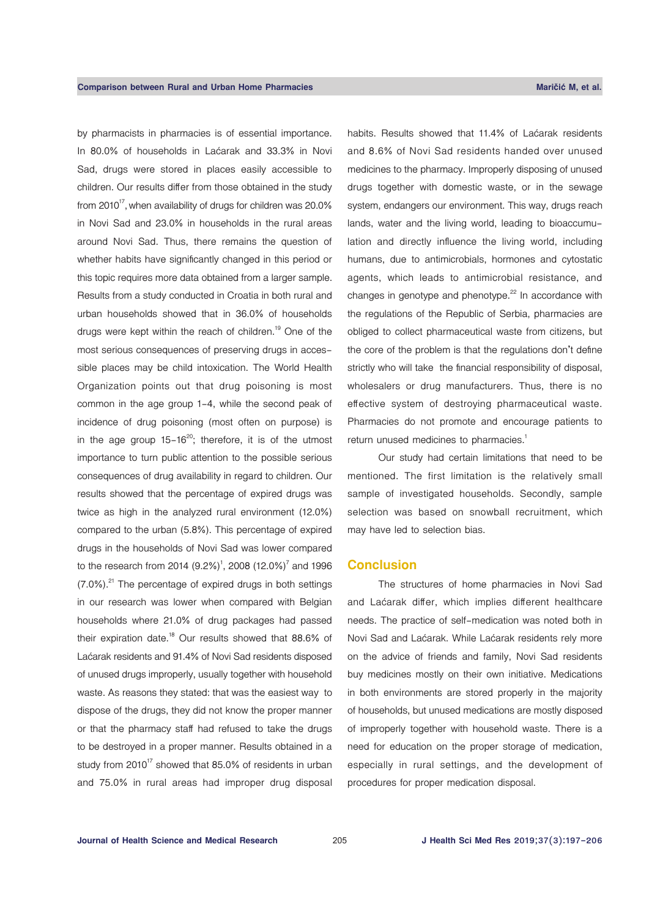by pharmacists in pharmacies is of essential importance. In 80.0% of households in Laćarak and 33.3% in Novi Sad, drugs were stored in places easily accessible to children. Our results differ from those obtained in the study from 2010[17], when availability of drugs for children was 20.0% in Novi Sad and 23.0% in households in the rural areas around Novi Sad. Thus, there remains the question of whether habits have significantly changed in this period or this topic requires more data obtained from a larger sample. Results from a study conducted in Croatia in both rural and urban households showed that in 36.0% of households drugs were kept within the reach of children.[19] One of the most serious consequences of preserving drugs in accessible places may be child intoxication. The World Health Organization points out that drug poisoning is most common in the age group 1-4, while the second peak of incidence of drug poisoning (most often on purpose) is in the age group 15-16[20]; therefore, it is of the utmost importance to turn public attention to the possible serious consequences of drug availability in regard to children. Our results showed that the percentage of expired drugs was twice as high in the analyzed rural environment (12.0%) compared to the urban (5.8%). This percentage of expired drugs in the households of Novi Sad was lower compared to the research from 2014 (9.2%)[1], 2008 (12.0%)[7] and 1996 (7.0%).[21] The percentage of expired drugs in both settings in our research was lower when compared with Belgian households where 21.0% of drug packages had passed their expiration date.[18] Our results showed that 88.6% of Laćarak residents and 91.4% of Novi Sad residents disposed of unused drugs improperly, usually together with household waste. As reasons they stated: that was the easiest way to dispose of the drugs, they did not know the proper manner or that the pharmacy staff had refused to take the drugs to be destroyed in a proper manner. Results obtained in a study from 2010[17] showed that 85.0% of residents in urban and 75.0% in rural areas had improper drug disposal habits. Results showed that 11.4% of Laćarak residents and 8.6% of Novi Sad residents handed over unused medicines to the pharmacy. Improperly disposing of unused drugs together with domestic waste, or in the sewage system, endangers our environment. This way, drugs reach lands, water and the living world, leading to bioaccumulation and directly influence the living world, including humans, due to antimicrobials, hormones and cytostatic agents, which leads to antimicrobial resistance, and changes in genotype and phenotype.[22] In accordance with the regulations of the Republic of Serbia, pharmacies are obliged to collect pharmaceutical waste from citizens, but the core of the problem is that the regulations don't define strictly who will take the financial responsibility of disposal, wholesalers or drug manufacturers. Thus, there is no effective system of destroying pharmaceutical waste. Pharmacies do not promote and encourage patients to return unused medicines to pharmacies.[1]

Our study had certain limitations that need to be mentioned. The first limitation is the relatively small sample of investigated households. Secondly, sample selection was based on snowball recruitment, which may have led to selection bias.

## Conclusion

The structures of home pharmacies in Novi Sad and Laćarak differ, which implies different healthcare needs. The practice of self-medication was noted both in Novi Sad and Laćarak. While Laćarak residents rely more on the advice of friends and family, Novi Sad residents buy medicines mostly on their own initiative. Medications in both environments are stored properly in the majority of households, but unused medications are mostly disposed of improperly together with household waste. There is a need for education on the proper storage of medication, especially in rural settings, and the development of procedures for proper medication disposal.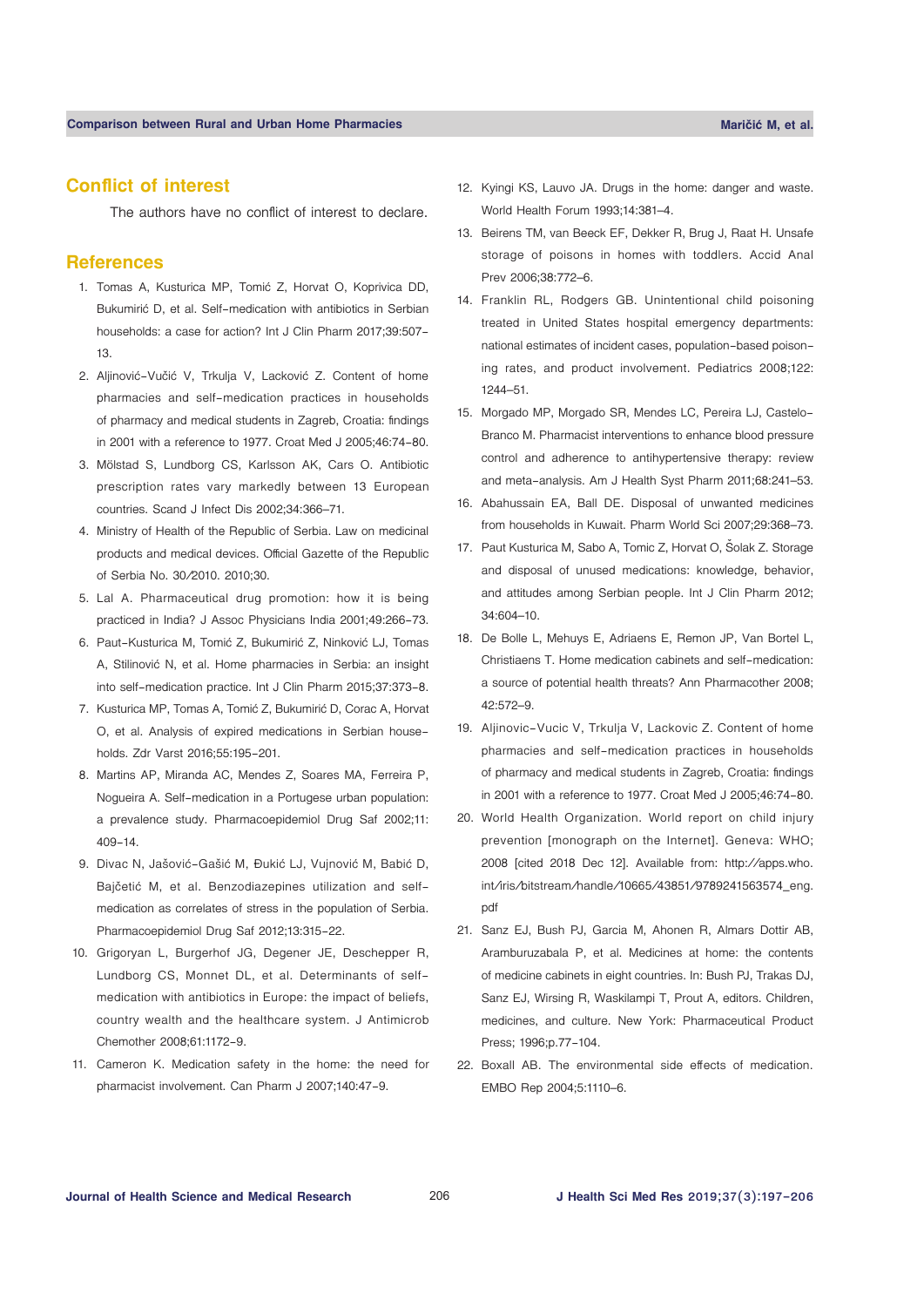## Conflict of interest

The authors have no conflict of interest to declare.

## References

1. Tomas A, Kusturica MP, Tomić Z, Horvat O, Koprivica DD, Bukumirić D, et al. Self-medication with antibiotics in Serbian households: a case for action? Int J Clin Pharm 2017;39:507-13.
2. Aljinović-Vučić V, Trkulja V, Lacković Z. Content of home pharmacies and self-medication practices in households of pharmacy and medical students in Zagreb, Croatia: findings in 2001 with a reference to 1977. Croat Med J 2005;46:74-80.
3. Mölstad S, Lundborg CS, Karlsson AK, Cars O. Antibiotic prescription rates vary markedly between 13 European countries. Scand J Infect Dis 2002;34:366–71.
4. Ministry of Health of the Republic of Serbia. Law on medicinal products and medical devices. Official Gazette of the Republic of Serbia No. 30/2010. 2010;30.
5. Lal A. Pharmaceutical drug promotion: how it is being practiced in India? J Assoc Physicians India 2001;49:266-73.
6. Paut-Kusturica M, Tomić Z, Bukumirić Z, Ninković LJ, Tomas A, Stilinović N, et al. Home pharmacies in Serbia: an insight into self-medication practice. Int J Clin Pharm 2015;37:373-8.
7. Kusturica MP, Tomas A, Tomić Z, Bukumirić D, Corac A, Horvat O, et al. Analysis of expired medications in Serbian households. Zdr Varst 2016;55:195-201.
8. Martins AP, Miranda AC, Mendes Z, Soares MA, Ferreira P, Nogueira A. Self-medication in a Portugese urban population: a prevalence study. Pharmacoepidemiol Drug Saf 2002;11:409-14.
9. Divac N, Jašović-Gašić M, Đukić LJ, Vujnović M, Babić D, Bajčetić M, et al. Benzodiazepines utilization and self-medication as correlates of stress in the population of Serbia. Pharmacoepidemiol Drug Saf 2012;13:315-22.
10. Grigoryan L, Burgerhof JG, Degener JE, Deschepper R, Lundborg CS, Monnet DL, et al. Determinants of self-medication with antibiotics in Europe: the impact of beliefs, country wealth and the healthcare system. J Antimicrob Chemother 2008;61:1172-9.
11. Cameron K. Medication safety in the home: the need for pharmacist involvement. Can Pharm J 2007;140:47-9.
12. Kyingi KS, Lauvo JA. Drugs in the home: danger and waste. World Health Forum 1993;14:381–4.
13. Beirens TM, van Beeck EF, Dekker R, Brug J, Raat H. Unsafe storage of poisons in homes with toddlers. Accid Anal Prev 2006;38:772–6.
14. Franklin RL, Rodgers GB. Unintentional child poisoning treated in United States hospital emergency departments: national estimates of incident cases, population-based poisoning rates, and product involvement. Pediatrics 2008;122:1244–51.
15. Morgado MP, Morgado SR, Mendes LC, Pereira LJ, Castelo-Branco M. Pharmacist interventions to enhance blood pressure control and adherence to antihypertensive therapy: review and meta-analysis. Am J Health Syst Pharm 2011;68:241–53.
16. Abahussain EA, Ball DE. Disposal of unwanted medicines from households in Kuwait. Pharm World Sci 2007;29:368–73.
17. Paut Kusturica M, Sabo A, Tomic Z, Horvat O, Šolak Z. Storage and disposal of unused medications: knowledge, behavior, and attitudes among Serbian people. Int J Clin Pharm 2012;34:604–10.
18. De Bolle L, Mehuys E, Adriaens E, Remon JP, Van Bortel L, Christiaens T. Home medication cabinets and self-medication: a source of potential health threats? Ann Pharmacother 2008;42:572–9.
19. Aljinovic-Vucic V, Trkulja V, Lackovic Z. Content of home pharmacies and self-medication practices in households of pharmacy and medical students in Zagreb, Croatia: findings in 2001 with a reference to 1977. Croat Med J 2005;46:74–80.
20. World Health Organization. World report on child injury prevention [monograph on the Internet]. Geneva: WHO; 2008 [cited 2018 Dec 12]. Available from: http://apps.who.int/iris/bitstream/handle/10665/43851/9789241563574_eng.pdf
21. Sanz EJ, Bush PJ, Garcia M, Ahonen R, Almars Dottir AB, Aramburuzabala P, et al. Medicines at home: the contents of medicine cabinets in eight countries. In: Bush PJ, Trakas DJ, Sanz EJ, Wirsing R, Waskilampi T, Prout A, editors. Children, medicines, and culture. New York: Pharmaceutical Product Press; 1996;p.77–104.
22. Boxall AB. The environmental side effects of medication. EMBO Rep 2004;5:1110–6.